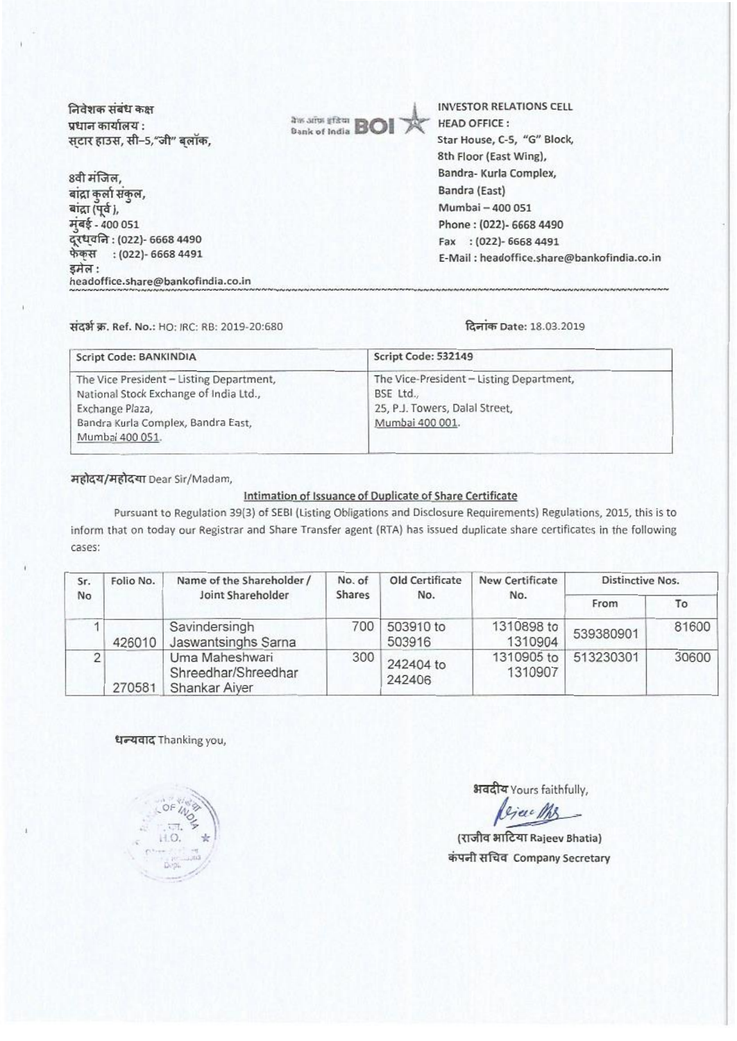निवेशक संबंध कक्ष
प्रधान कार्यालय :
स्टार हाउस, सी-5,"जी" ब्लॉक,

8वी मंजिल,
बांद्रा कुर्ला संकुल,
बांद्रा (पूर्व),
मुंबई - 400 051
दूरध्वनि : (022)- 6668 4490
फेक्स : (022)- 6668 4491
इमेल :
headoffice.share@bankofindia.co.in

बैंक ऑफ इंडिया Bank of India BOI

INVESTOR RELATIONS CELL
HEAD OFFICE :
Star House, C-5, "G" Block,
8th Floor (East Wing),
Bandra- Kurla Complex,
Bandra (East)
Mumbai – 400 051
Phone : (022)- 6668 4490
Fax : (022)- 6668 4491
E-Mail : headoffice.share@bankofindia.co.in

संदर्भ क्र. Ref. No.: HO: IRC: RB: 2019-20:680

दिनांक Date: 18.03.2019

| Script Code: BANKINDIA | Script Code: 532149 |
|---|---|
| The Vice President – Listing Department, National Stock Exchange of India Ltd., Exchange Plaza, Bandra Kurla Complex, Bandra East, Mumbai 400 051. | The Vice-President – Listing Department, BSE Ltd., 25, P.J. Towers, Dalal Street, Mumbai 400 001. |

महोदय/महोदया Dear Sir/Madam,

**Intimation of Issuance of Duplicate of Share Certificate**

Pursuant to Regulation 39(3) of SEBI (Listing Obligations and Disclosure Requirements) Regulations, 2015, this is to inform that on today our Registrar and Share Transfer agent (RTA) has issued duplicate share certificates in the following cases:

| Sr. No | Folio No. | Name of the Shareholder / Joint Shareholder | No. of Shares | Old Certificate No. | New Certificate No. | Distinctive Nos. | |
|---|---|---|---|---|---|---|---|
| | | | | | | From | To |
| 1 | 426010 | Savindersingh Jaswantsinghs Sarna | 700 | 503910 to 503916 | 1310898 to 1310904 | 539380901 | 81600 |
| 2 | 270581 | Uma Maheshwari Shreedhar/Shreedhar Shankar Aiyer | 300 | 242404 to 242406 | 1310905 to 1310907 | 513230301 | 30600 |

धन्यवाद Thanking you,

भवदीय Yours faithfully,

(राजीव भाटिया Rajeev Bhatia)
कंपनी सचिव Company Secretary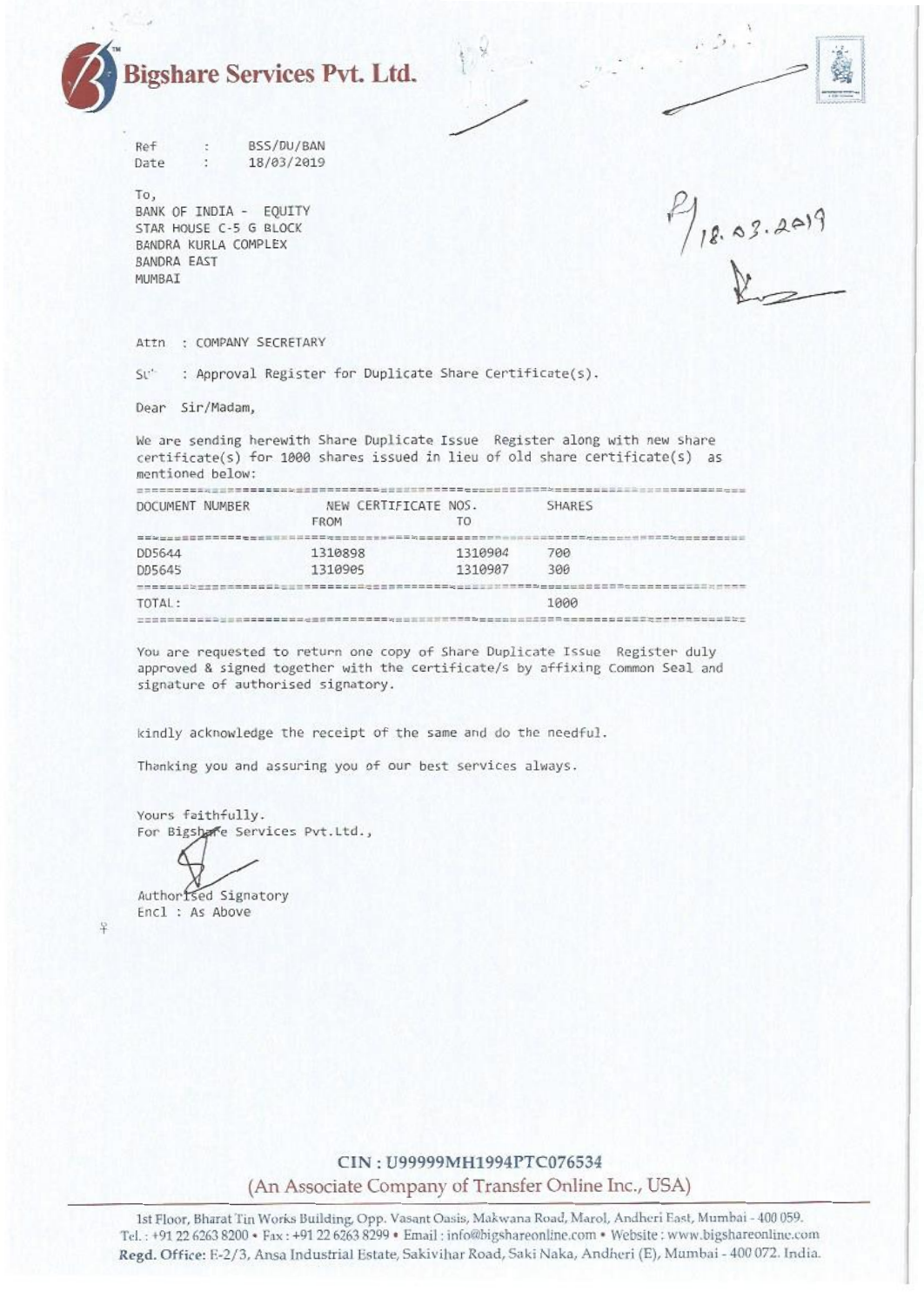# Bigshare Services Pvt. Ltd.

Ref : BSS/DU/BAN
Date : 18/03/2019

To,
BANK OF INDIA - EQUITY
STAR HOUSE C-5 G BLOCK
BANDRA KURLA COMPLEX
BANDRA EAST
MUMBAI

18.03.2019

Attn : COMPANY SECRETARY

Sub : Approval Register for Duplicate Share Certificate(s).

Dear Sir/Madam,

We are sending herewith Share Duplicate Issue Register along with new share certificate(s) for 1000 shares issued in lieu of old share certificate(s) as mentioned below:

| DOCUMENT NUMBER | NEW CERTIFICATE NOS. FROM | TO | SHARES |
|---|---|---|---|
| DD5644 | 1310898 | 1310904 | 700 |
| DD5645 | 1310905 | 1310907 | 300 |
| TOTAL: | | | 1000 |

You are requested to return one copy of Share Duplicate Issue Register duly approved & signed together with the certificate/s by affixing Common Seal and signature of authorised signatory.

kindly acknowledge the receipt of the same and do the needful.

Thanking you and assuring you of our best services always.

Yours faithfully.
For Bigshare Services Pvt.Ltd.,

Authorised Signatory
Encl : As Above

CIN : U99999MH1994PTC076534
(An Associate Company of Transfer Online Inc., USA)

1st Floor, Bharat Tin Works Building, Opp. Vasant Oasis, Makwana Road, Marol, Andheri East, Mumbai - 400 059.
Tel. : +91 22 6263 8200 • Fax : +91 22 6263 8299 • Email : info@bigshareonline.com • Website : www.bigshareonline.com
**Regd. Office:** E-2/3, Ansa Industrial Estate, Sakivihar Road, Saki Naka, Andheri (E), Mumbai - 400 072. India.